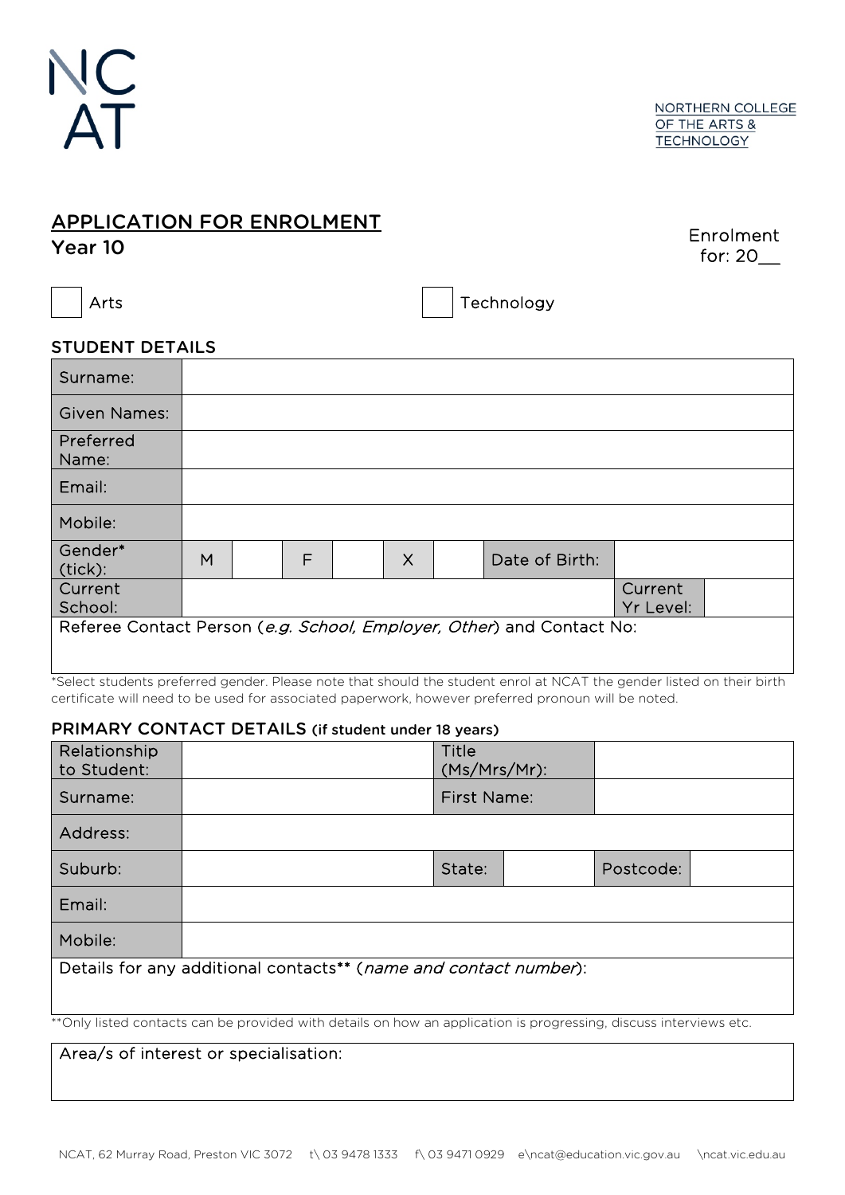NC
AT

NORTHERN COLLEGE OF THE ARTS & TECHNOLOGY

# APPLICATION FOR ENROLMENT

## Year 10

Enrolment for: 20__

☐ Arts ☐ Technology

### STUDENT DETAILS

| Surname: | | | | | | | | |
|---|---|---|---|---|---|---|---|---|
| Given Names: | | | | | | | | |
| Preferred Name: | | | | | | | | |
| Email: | | | | | | | | |
| Mobile: | | | | | | | | |
| Gender* (tick): | M | | F | | X | | Date of Birth: | |
| Current School: | | | | | | | Current Yr Level: | |
| Referee Contact Person (*e.g. School, Employer, Other*) and Contact No: | | | | | | | | |

*Select students preferred gender. Please note that should the student enrol at NCAT the gender listed on their birth certificate will need to be used for associated paperwork, however preferred pronoun will be noted.

### PRIMARY CONTACT DETAILS (if student under 18 years)

| Relationship to Student: | | Title (Ms/Mrs/Mr): | | | |
|---|---|---|---|---|---|
| Surname: | | First Name: | | | |
| Address: | | | | | |
| Suburb: | | State: | | Postcode: | |
| Email: | | | | | |
| Mobile: | | | | | |
| Details for any additional contacts** (*name and contact number*): | | | | | |

**Only listed contacts can be provided with details on how an application is progressing, discuss interviews etc.

| Area/s of interest or specialisation: |
|---|
| |

NCAT, 62 Murray Road, Preston VIC 3072 t\ 03 9478 1333 f\ 03 9471 0929 e\ncat@education.vic.gov.au \ncat.vic.edu.au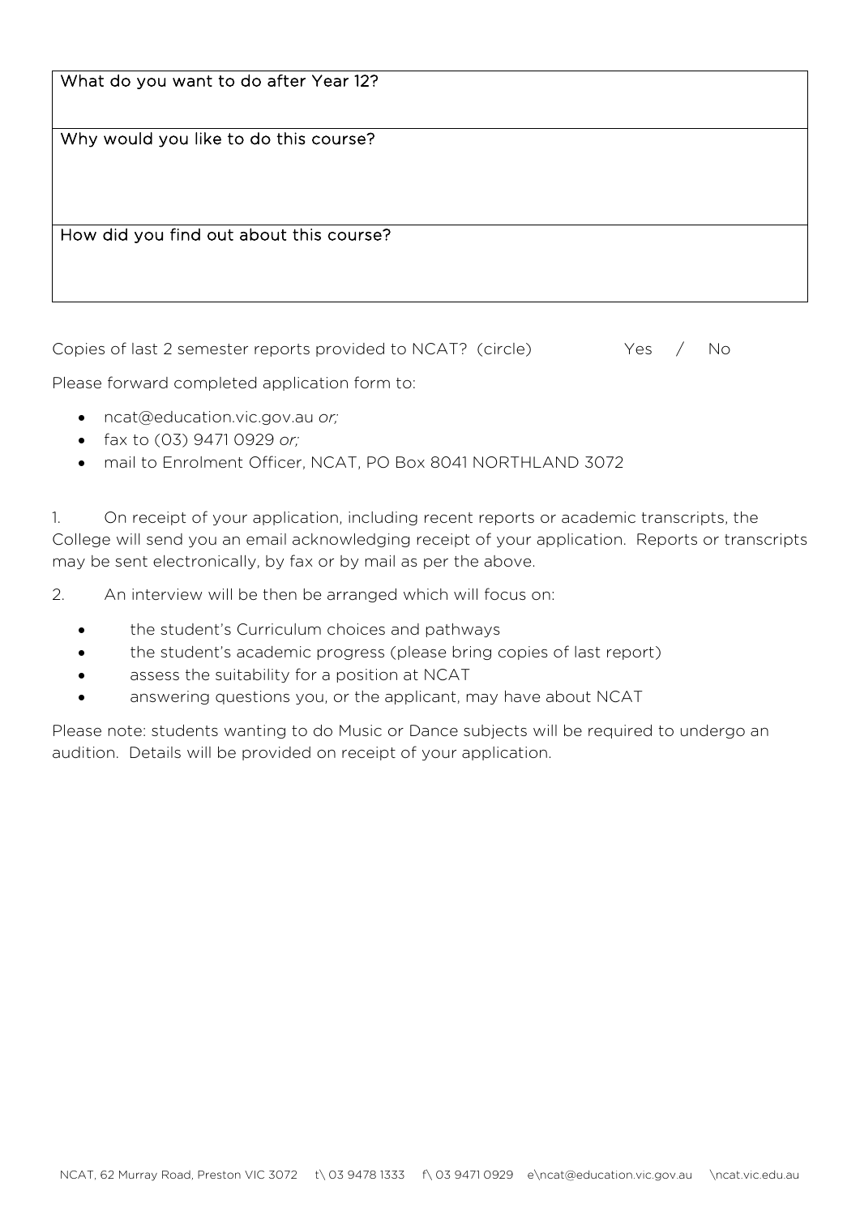| What do you want to do after Year 12? |
| --- |
| Why would you like to do this course? |
| How did you find out about this course? |

Copies of last 2 semester reports provided to NCAT? (circle) Yes / No

Please forward completed application form to:

- ncat@education.vic.gov.au *or;*
- fax to (03) 9471 0929 *or;*
- mail to Enrolment Officer, NCAT, PO Box 8041 NORTHLAND 3072

1. On receipt of your application, including recent reports or academic transcripts, the College will send you an email acknowledging receipt of your application. Reports or transcripts may be sent electronically, by fax or by mail as per the above.

2. An interview will be then be arranged which will focus on:

   - the student's Curriculum choices and pathways
   - the student's academic progress (please bring copies of last report)
   - assess the suitability for a position at NCAT
   - answering questions you, or the applicant, may have about NCAT

Please note: students wanting to do Music or Dance subjects will be required to undergo an audition. Details will be provided on receipt of your application.

NCAT, 62 Murray Road, Preston VIC 3072 t\ 03 9478 1333 f\ 03 9471 0929 e\ncat@education.vic.gov.au \ncat.vic.edu.au